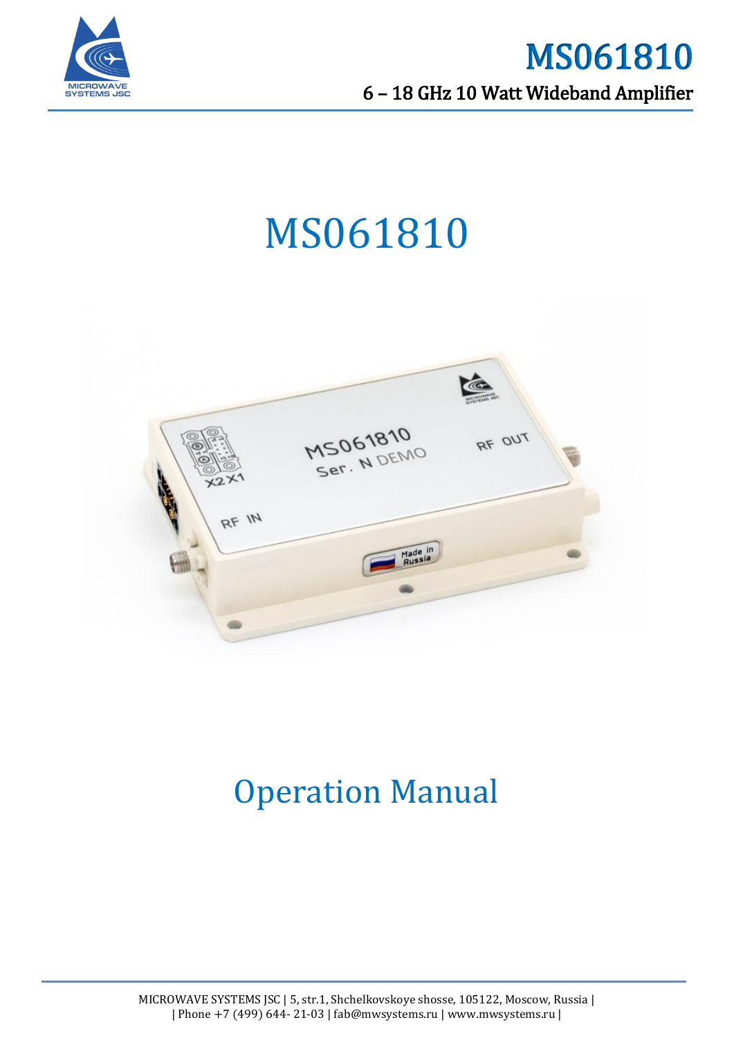# MS061810

6 – 18 GHz 10 Watt Wideband Amplifier

# MS061810

## Operation Manual

MICROWAVE SYSTEMS JSC | 5, str.1, Shchelkovskoye shosse, 105122, Moscow, Russia |
| Phone +7 (499) 644- 21-03 | fab@mwsystems.ru | www.mwsystems.ru |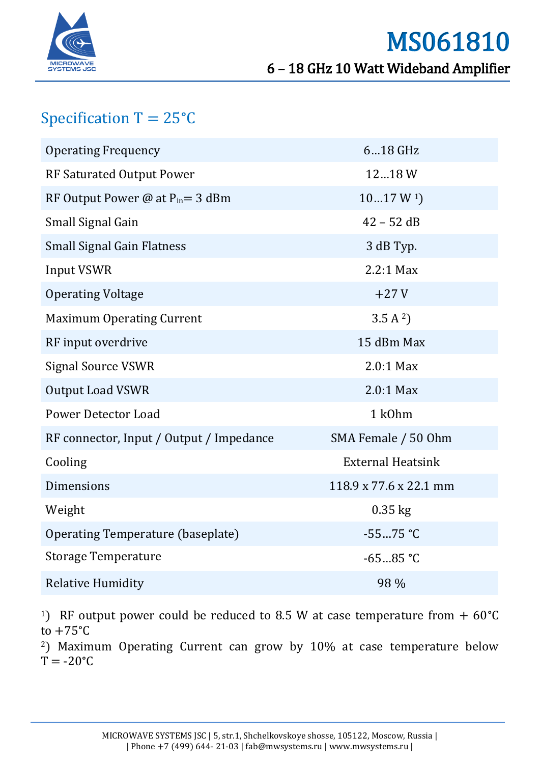# MS061810

## 6 – 18 GHz 10 Watt Wideband Amplifier

## Specification T = 25°C

| Parameter | Value |
|---|---|
| Operating Frequency | 6…18 GHz |
| RF Saturated Output Power | 12…18 W |
| RF Output Power @ at $P_{in}$= 3 dBm | 10…17 W [1]) |
| Small Signal Gain | 42 – 52 dB |
| Small Signal Gain Flatness | 3 dB Typ. |
| Input VSWR | 2.2:1 Max |
| Operating Voltage | +27 V |
| Maximum Operating Current | 3.5 A [2]) |
| RF input overdrive | 15 dBm Max |
| Signal Source VSWR | 2.0:1 Max |
| Output Load VSWR | 2.0:1 Max |
| Power Detector Load | 1 kOhm |
| RF connector, Input / Output / Impedance | SMA Female / 50 Ohm |
| Cooling | External Heatsink |
| Dimensions | 118.9 x 77.6 x 22.1 mm |
| Weight | 0.35 kg |
| Operating Temperature (baseplate) | -55…75 °C |
| Storage Temperature | -65…85 °C |
| Relative Humidity | 98 % |

[1]) RF output power could be reduced to 8.5 W at case temperature from + 60°C to +75°C

[2]) Maximum Operating Current can grow by 10% at case temperature below T = -20°C

MICROWAVE SYSTEMS JSC | 5, str.1, Shchelkovskoye shosse, 105122, Moscow, Russia | | Phone +7 (499) 644- 21-03 | fab@mwsystems.ru | www.mwsystems.ru |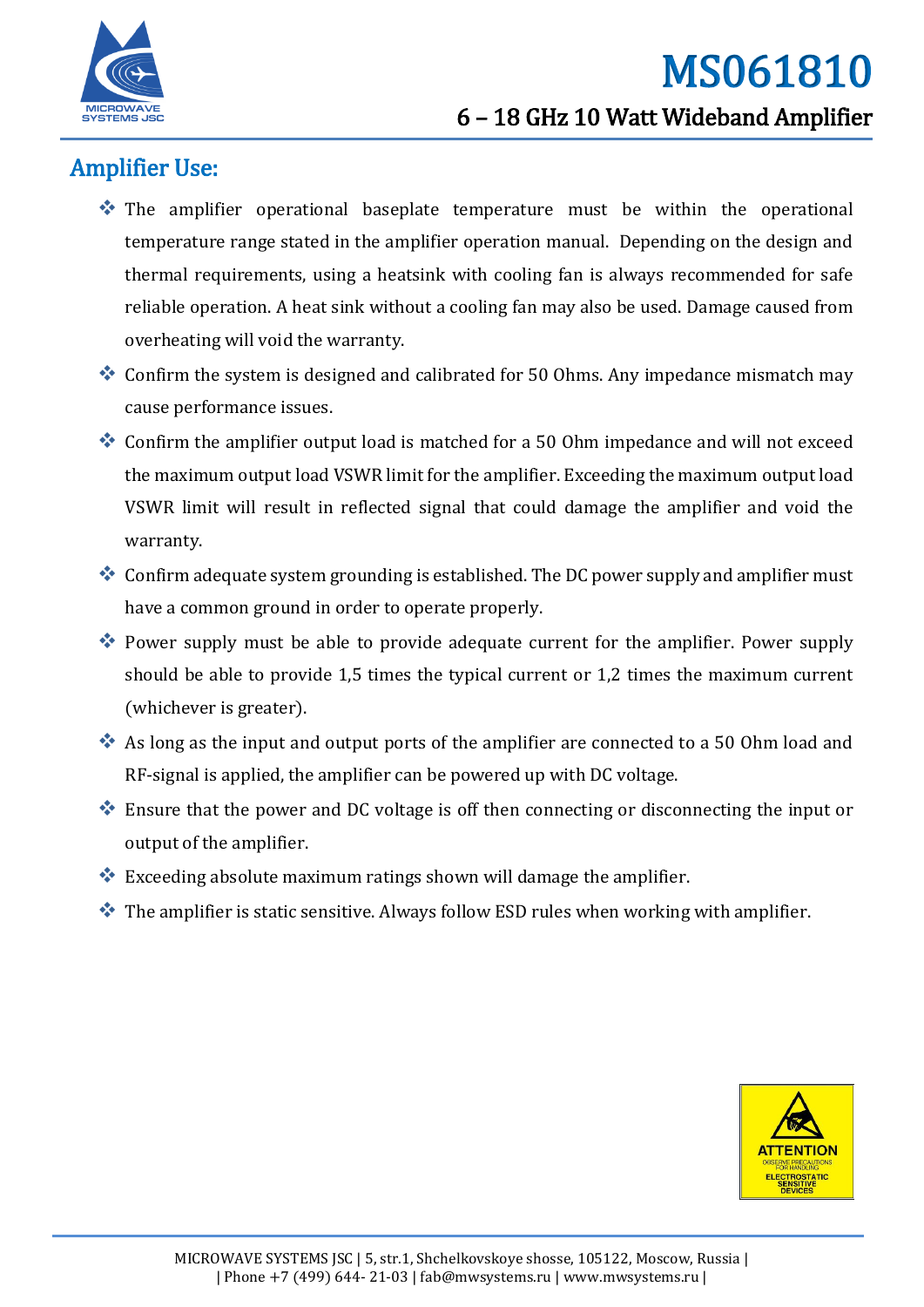## Amplifier Use:

- The amplifier operational baseplate temperature must be within the operational temperature range stated in the amplifier operation manual. Depending on the design and thermal requirements, using a heatsink with cooling fan is always recommended for safe reliable operation. A heat sink without a cooling fan may also be used. Damage caused from overheating will void the warranty.
- Confirm the system is designed and calibrated for 50 Ohms. Any impedance mismatch may cause performance issues.
- Confirm the amplifier output load is matched for a 50 Ohm impedance and will not exceed the maximum output load VSWR limit for the amplifier. Exceeding the maximum output load VSWR limit will result in reflected signal that could damage the amplifier and void the warranty.
- Confirm adequate system grounding is established. The DC power supply and amplifier must have a common ground in order to operate properly.
- Power supply must be able to provide adequate current for the amplifier. Power supply should be able to provide 1,5 times the typical current or 1,2 times the maximum current (whichever is greater).
- As long as the input and output ports of the amplifier are connected to a 50 Ohm load and RF-signal is applied, the amplifier can be powered up with DC voltage.
- Ensure that the power and DC voltage is off then connecting or disconnecting the input or output of the amplifier.
- Exceeding absolute maximum ratings shown will damage the amplifier.
- The amplifier is static sensitive. Always follow ESD rules when working with amplifier.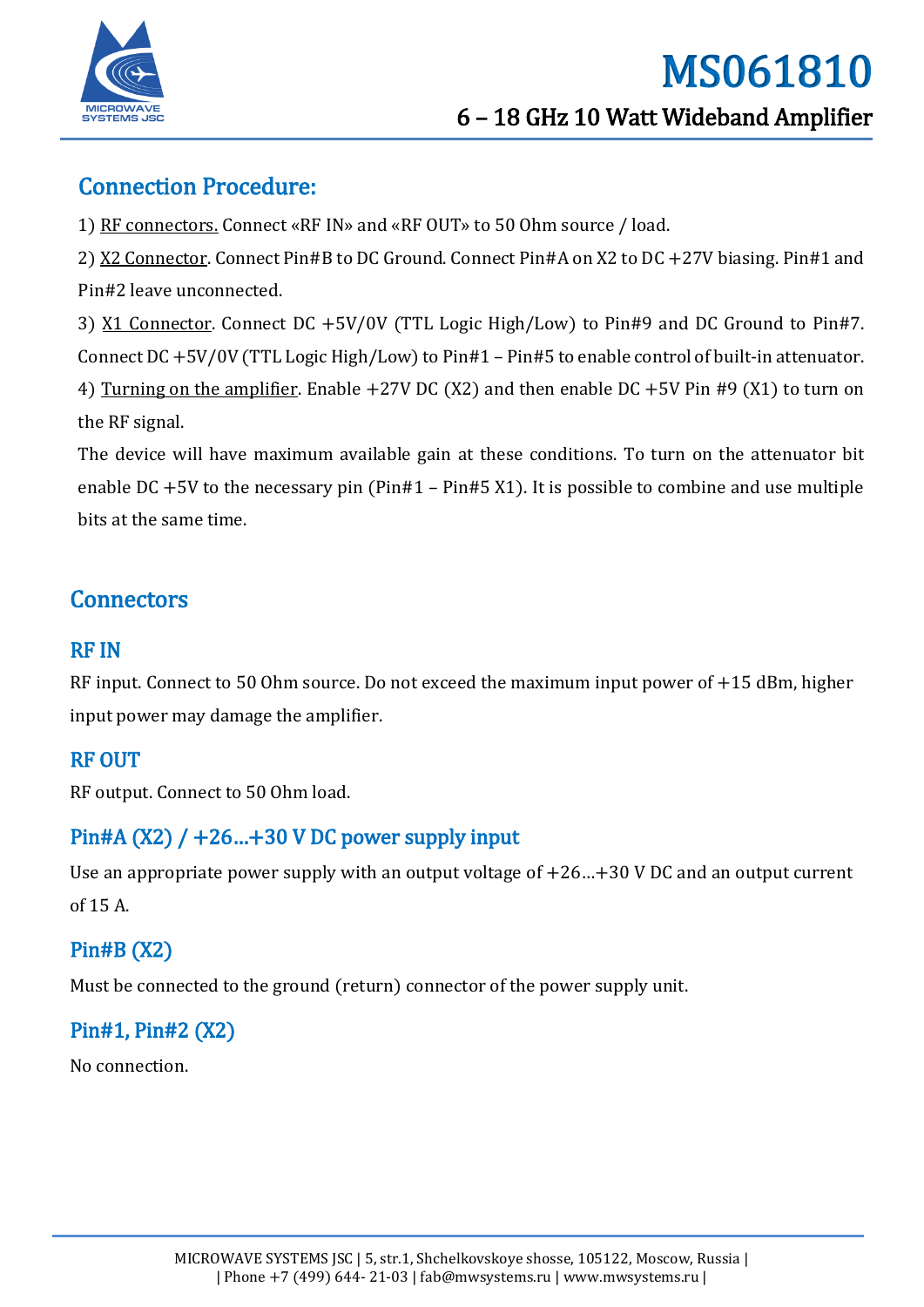## Connection Procedure:

1) RF connectors. Connect «RF IN» and «RF OUT» to 50 Ohm source / load.

2) X2 Connector. Connect Pin#B to DC Ground. Connect Pin#A on X2 to DC +27V biasing. Pin#1 and Pin#2 leave unconnected.

3) X1 Connector. Connect DC +5V/0V (TTL Logic High/Low) to Pin#9 and DC Ground to Pin#7. Connect DC +5V/0V (TTL Logic High/Low) to Pin#1 – Pin#5 to enable control of built-in attenuator.

4) Turning on the amplifier. Enable +27V DC (X2) and then enable DC +5V Pin #9 (X1) to turn on the RF signal.

The device will have maximum available gain at these conditions. To turn on the attenuator bit enable DC +5V to the necessary pin (Pin#1 – Pin#5 X1). It is possible to combine and use multiple bits at the same time.

## Connectors

### RF IN

RF input. Connect to 50 Ohm source. Do not exceed the maximum input power of +15 dBm, higher input power may damage the amplifier.

### RF OUT

RF output. Connect to 50 Ohm load.

### Pin#A (X2) / +26…+30 V DC power supply input

Use an appropriate power supply with an output voltage of +26…+30 V DC and an output current of 15 A.

### Pin#B (X2)

Must be connected to the ground (return) connector of the power supply unit.

### Pin#1, Pin#2 (X2)

No connection.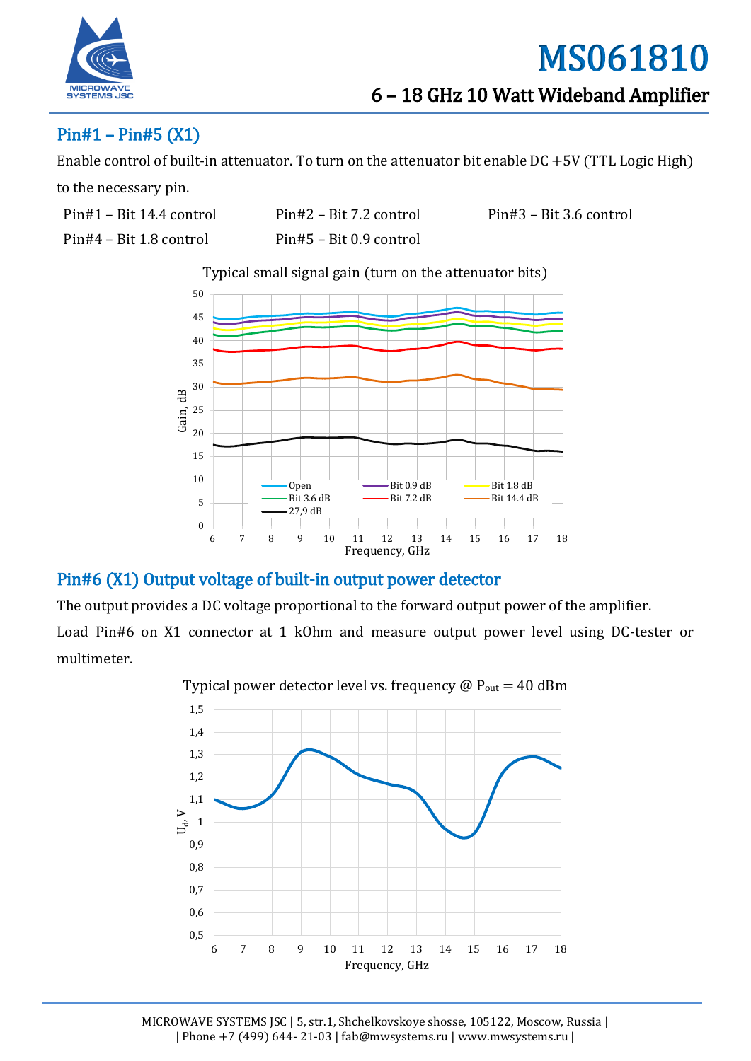## Pin#1 – Pin#5 (X1)

Enable control of built-in attenuator. To turn on the attenuator bit enable DC +5V (TTL Logic High) to the necessary pin.

Pin#1 – Bit 14.4 control    Pin#2 – Bit 7.2 control    Pin#3 – Bit 3.6 control

Pin#4 – Bit 1.8 control    Pin#5 – Bit 0.9 control

Typical small signal gain (turn on the attenuator bits)

## Pin#6 (X1) Output voltage of built-in output power detector

The output provides a DC voltage proportional to the forward output power of the amplifier.

Load Pin#6 on X1 connector at 1 kOhm and measure output power level using DC-tester or multimeter.

Typical power detector level vs. frequency @ $P_{out}$ = 40 dBm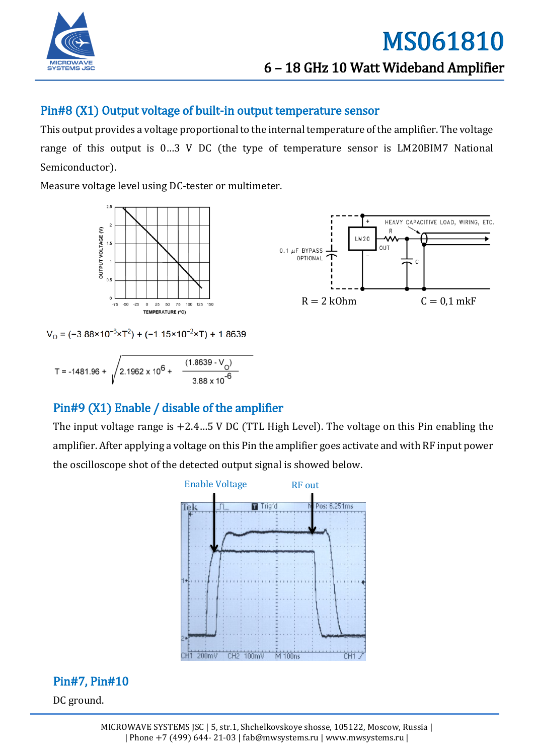## Pin#8 (X1) Output voltage of built-in output temperature sensor

This output provides a voltage proportional to the internal temperature of the amplifier. The voltage range of this output is 0…3 V DC (the type of temperature sensor is LM20BIM7 National Semiconductor).

Measure voltage level using DC-tester or multimeter.

R = 2 kOhm    C = 0,1 mkF

$$V_O = (-3.88\times10^{-6}\times T^2) + (-1.15\times10^{-2}\times T) + 1.8639$$

$$T = -1481.96 + \sqrt{2.1962 \times 10^6 + \frac{(1.8639 - V_O)}{3.88 \times 10^{-6}}}$$

## Pin#9 (X1) Enable / disable of the amplifier

The input voltage range is +2.4…5 V DC (TTL High Level). The voltage on this Pin enabling the amplifier. After applying a voltage on this Pin the amplifier goes activate and with RF input power the oscilloscope shot of the detected output signal is showed below.

Enable Voltage    RF out

## Pin#7, Pin#10

DC ground.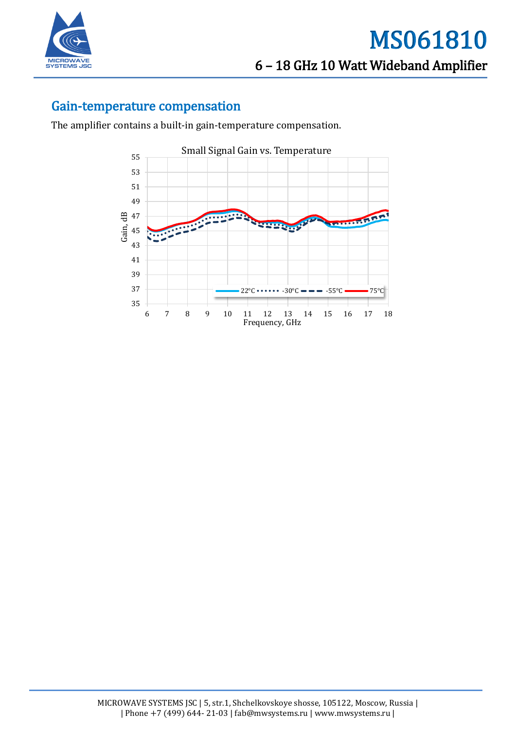## Gain-temperature compensation

The amplifier contains a built-in gain-temperature compensation.

Small Signal Gain vs. Temperature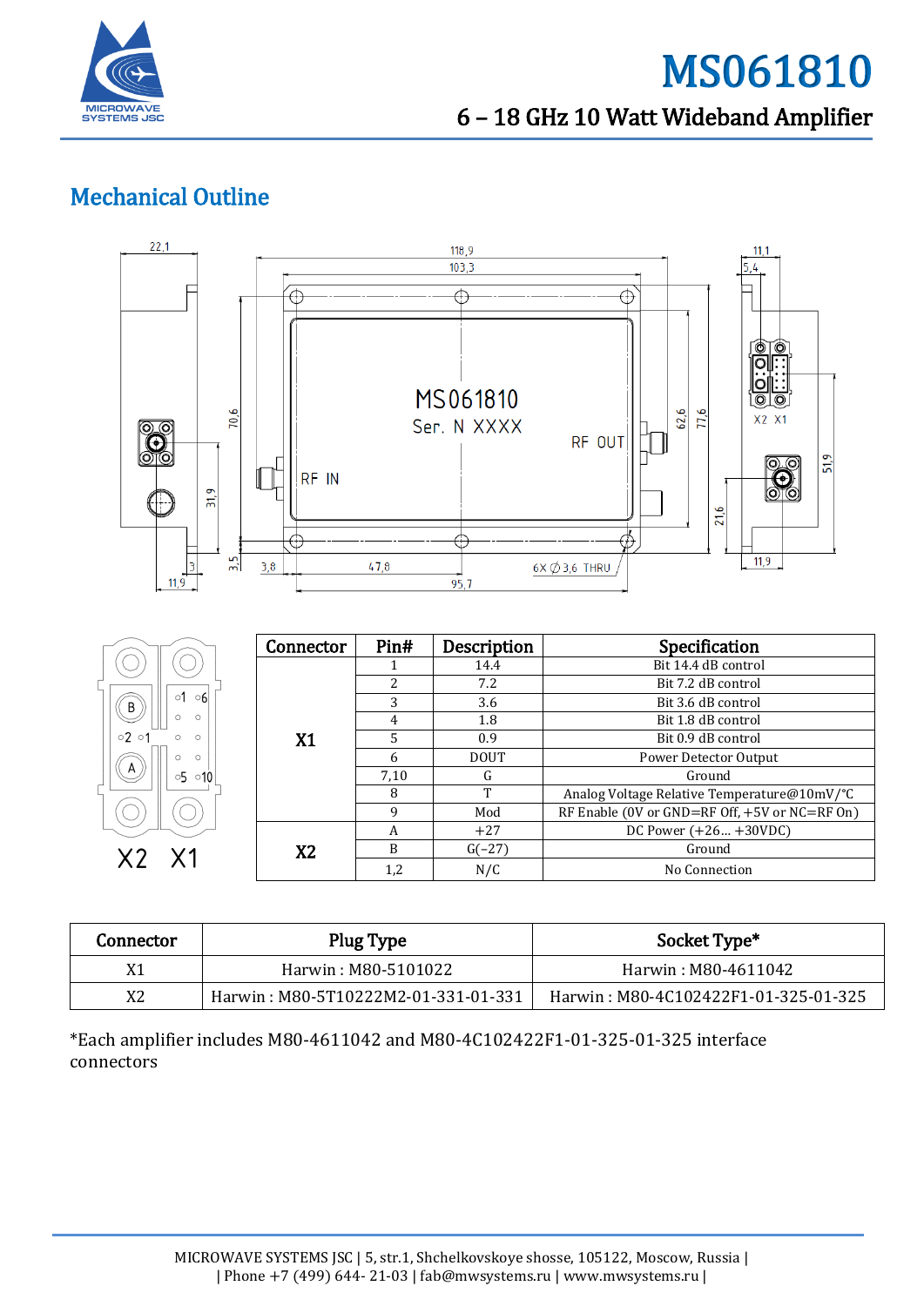# MS061810

## 6 – 18 GHz 10 Watt Wideband Amplifier

## Mechanical Outline

22,1
118,9
103,3
11,1
5,4
MS061810
Ser. N XXXX
RF OUT
RF IN
70,6
62,6
77,6
31,9
21,6
51,9
X2 X1
3
3,5
3,8
47,8
95,7
6X ∅3,6 THRU
11,9
11,9

B
A
1 6
2 1
5 10
X2 X1

| Connector | Pin# | Description | Specification |
|---|---|---|---|
| X1 | 1 | 14.4 | Bit 14.4 dB control |
| | 2 | 7.2 | Bit 7.2 dB control |
| | 3 | 3.6 | Bit 3.6 dB control |
| | 4 | 1.8 | Bit 1.8 dB control |
| | 5 | 0.9 | Bit 0.9 dB control |
| | 6 | DOUT | Power Detector Output |
| | 7,10 | G | Ground |
| | 8 | T | Analog Voltage Relative Temperature@10mV/°C |
| | 9 | Mod | RF Enable (0V or GND=RF Off, +5V or NC=RF On) |
| X2 | A | +27 | DC Power (+26… +30VDC) |
| | B | G(-27) | Ground |
| | 1,2 | N/C | No Connection |

| Connector | Plug Type | Socket Type* |
|---|---|---|
| X1 | Harwin : M80-5101022 | Harwin : M80-4611042 |
| X2 | Harwin : M80-5T10222M2-01-331-01-331 | Harwin : M80-4C102422F1-01-325-01-325 |

*Each amplifier includes M80-4611042 and M80-4C102422F1-01-325-01-325 interface connectors